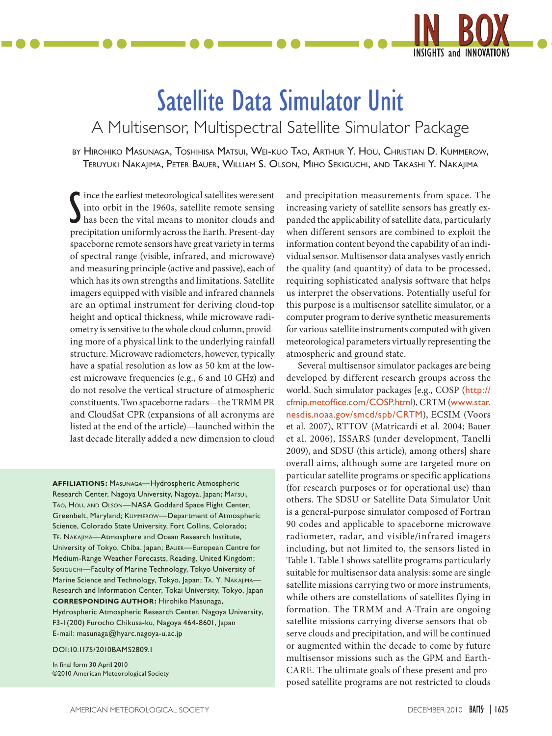# Satellite Data Simulator Unit

## A Multisensor, Multispectral Satellite Simulator Package

BY HIROHIKO MASUNAGA, TOSHIHISA MATSUI, WEI-KUO TAO, ARTHUR Y. HOU, CHRISTIAN D. KUMMEROW, TERUYUKI NAKAJIMA, PETER BAUER, WILLIAM S. OLSON, MIHO SEKIGUCHI, AND TAKASHI Y. NAKAJIMA

Since the earliest meteorological satellites were sent into orbit in the 1960s, satellite remote sensing has been the vital means to monitor clouds and precipitation uniformly across the Earth. Present-day spaceborne remote sensors have great variety in terms of spectral range (visible, infrared, and microwave) and measuring principle (active and passive), each of which has its own strengths and limitations. Satellite imagers equipped with visible and infrared channels are an optimal instrument for deriving cloud-top height and optical thickness, while microwave radiometry is sensitive to the whole cloud column, providing more of a physical link to the underlying rainfall structure. Microwave radiometers, however, typically have a spatial resolution as low as 50 km at the lowest microwave frequencies (e.g., 6 and 10 GHz) and do not resolve the vertical structure of atmospheric constituents. Two spaceborne radars—the TRMM PR and CloudSat CPR (expansions of all acronyms are listed at the end of the article)—launched within the last decade literally added a new dimension to cloud and precipitation measurements from space. The increasing variety of satellite sensors has greatly expanded the applicability of satellite data, particularly when different sensors are combined to exploit the information content beyond the capability of an individual sensor. Multisensor data analyses vastly enrich the quality (and quantity) of data to be processed, requiring sophisticated analysis software that helps us interpret the observations. Potentially useful for this purpose is a multisensor satellite simulator, or a computer program to derive synthetic measurements for various satellite instruments computed with given meteorological parameters virtually representing the atmospheric and ground state.

Several multisensor simulator packages are being developed by different research groups across the world. Such simulator packages [e.g., COSP (http://cfmip.metoffice.com/COSP.html), CRTM (www.star.nesdis.noaa.gov/smcd/spb/CRTM), ECSIM (Voors et al. 2007), RTTOV (Matricardi et al. 2004; Bauer et al. 2006), ISSARS (under development, Tanelli 2009), and SDSU (this article), among others] share overall aims, although some are targeted more on particular satellite programs or specific applications (for research purposes or for operational use) than others. The SDSU or Satellite Data Simulator Unit is a general-purpose simulator composed of Fortran 90 codes and applicable to spaceborne microwave radiometer, radar, and visible/infrared imagers including, but not limited to, the sensors listed in Table 1. Table 1 shows satellite programs particularly suitable for multisensor data analysis: some are single satellite missions carrying two or more instruments, while others are constellations of satellites flying in formation. The TRMM and A-Train are ongoing satellite missions carrying diverse sensors that observe clouds and precipitation, and will be continued or augmented within the decade to come by future multisensor missions such as the GPM and EarthCARE. The ultimate goals of these present and proposed satellite programs are not restricted to clouds

---

**AFFILIATIONS:** MASUNAGA—Hydrospheric Atmospheric Research Center, Nagoya University, Nagoya, Japan; MATSUI, TAO, HOU, AND OLSON—NASA Goddard Space Flight Center, Greenbelt, Maryland; KUMMEROW—Department of Atmospheric Science, Colorado State University, Fort Collins, Colorado; TE. NAKAJIMA—Atmosphere and Ocean Research Institute, University of Tokyo, Chiba, Japan; BAUER—European Centre for Medium-Range Weather Forecasts, Reading, United Kingdom; SEKIGUCHI—Faculty of Marine Technology, Tokyo University of Marine Science and Technology, Tokyo, Japan; TA. Y. NAKAJIMA—Research and Information Center, Tokai University, Tokyo, Japan

**CORRESPONDING AUTHOR:** Hirohiko Masunaga, Hydrospheric Atmospheric Research Center, Nagoya University, F3-1(200) Furocho Chikusa-ku, Nagoya 464-8601, Japan

E-mail: masunaga@hyarc.nagoya-u.ac.jp

DOI:10.1175/2010BAMS2809.1

In final form 30 April 2010

©2010 American Meteorological Society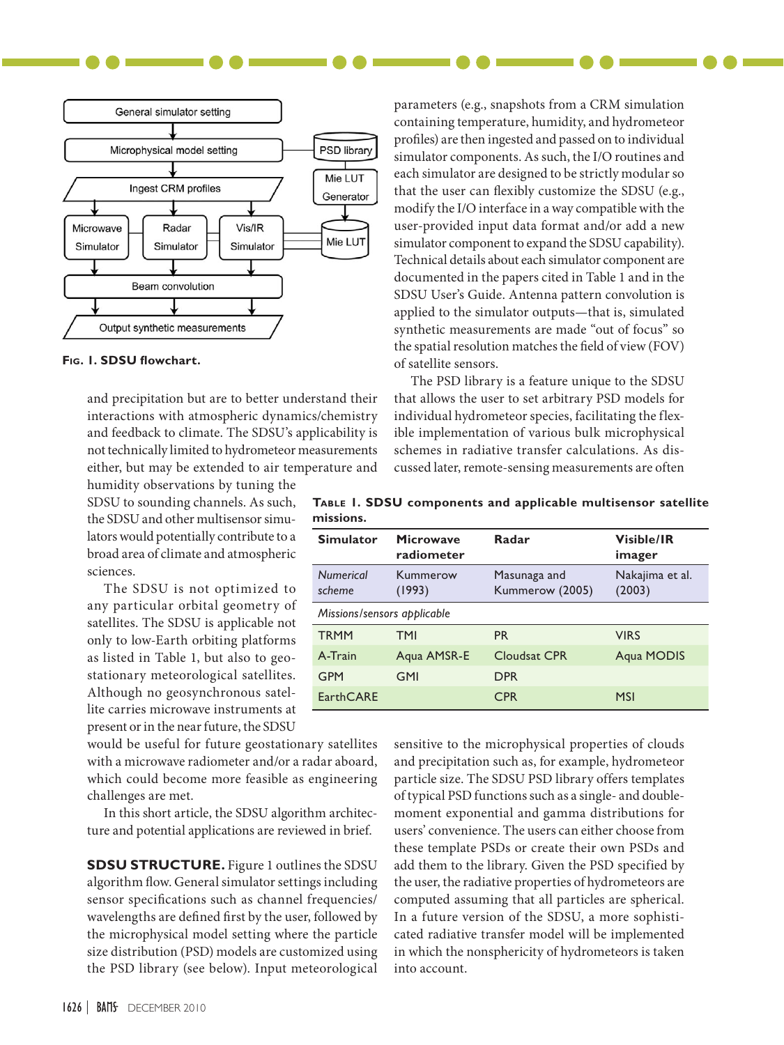Fig. 1. SDSU flowchart.

and precipitation but are to better understand their interactions with atmospheric dynamics/chemistry and feedback to climate. The SDSU's applicability is not technically limited to hydrometeor measurements either, but may be extended to air temperature and humidity observations by tuning the SDSU to sounding channels. As such, the SDSU and other multisensor simulators would potentially contribute to a broad area of climate and atmospheric sciences.

The SDSU is not optimized to any particular orbital geometry of satellites. The SDSU is applicable not only to low-Earth orbiting platforms as listed in Table 1, but also to geostationary meteorological satellites. Although no geosynchronous satellite carries microwave instruments at present or in the near future, the SDSU would be useful for future geostationary satellites with a microwave radiometer and/or a radar aboard, which could become more feasible as engineering challenges are met.

In this short article, the SDSU algorithm architecture and potential applications are reviewed in brief.

**SDSU STRUCTURE.** Figure 1 outlines the SDSU algorithm flow. General simulator settings including sensor specifications such as channel frequencies/wavelengths are defined first by the user, followed by the microphysical model setting where the particle size distribution (PSD) models are customized using the PSD library (see below). Input meteorological parameters (e.g., snapshots from a CRM simulation containing temperature, humidity, and hydrometeor profiles) are then ingested and passed on to individual simulator components. As such, the I/O routines and each simulator are designed to be strictly modular so that the user can flexibly customize the SDSU (e.g., modify the I/O interface in a way compatible with the user-provided input data format and/or add a new simulator component to expand the SDSU capability). Technical details about each simulator component are documented in the papers cited in Table 1 and in the SDSU User's Guide. Antenna pattern convolution is applied to the simulator outputs—that is, simulated synthetic measurements are made "out of focus" so the spatial resolution matches the field of view (FOV) of satellite sensors.

The PSD library is a feature unique to the SDSU that allows the user to set arbitrary PSD models for individual hydrometeor species, facilitating the flexible implementation of various bulk microphysical schemes in radiative transfer calculations. As discussed later, remote-sensing measurements are often sensitive to the microphysical properties of clouds and precipitation such as, for example, hydrometeor particle size. The SDSU PSD library offers templates of typical PSD functions such as a single- and double-moment exponential and gamma distributions for users' convenience. The users can either choose from these template PSDs or create their own PSDs and add them to the library. Given the PSD specified by the user, the radiative properties of hydrometeors are computed assuming that all particles are spherical. In a future version of the SDSU, a more sophisticated radiative transfer model will be implemented in which the nonsphericity of hydrometeors is taken into account.

**Table 1. SDSU components and applicable multisensor satellite missions.**

| Simulator | Microwave radiometer | Radar | Visible/IR imager |
|---|---|---|---|
| *Numerical scheme* | Kummerow (1993) | Masunaga and Kummerow (2005) | Nakajima et al. (2003) |
| *Missions/sensors applicable* | | | |
| TRMM | TMI | PR | VIRS |
| A-Train | Aqua AMSR-E | Cloudsat CPR | Aqua MODIS |
| GPM | GMI | DPR | |
| EarthCARE | | CPR | MSI |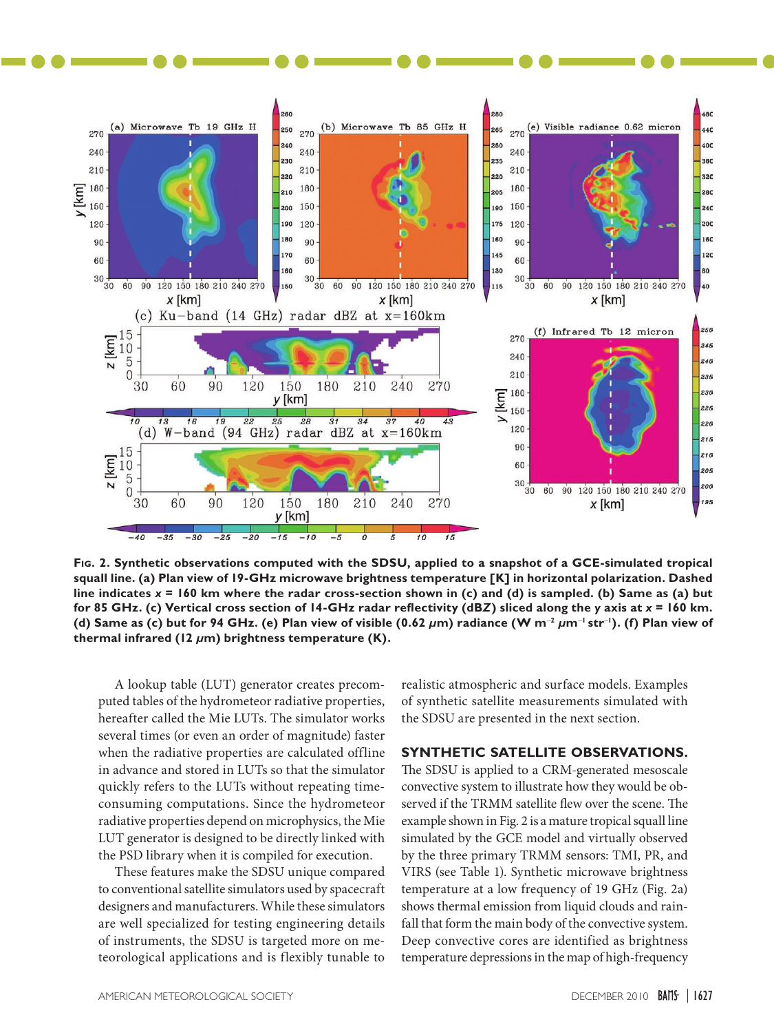**Fig. 2. Synthetic observations computed with the SDSU, applied to a snapshot of a GCE-simulated tropical squall line. (a) Plan view of 19-GHz microwave brightness temperature [K] in horizontal polarization. Dashed line indicates $x$ = 160 km where the radar cross-section shown in (c) and (d) is sampled. (b) Same as (a) but for 85 GHz. (c) Vertical cross section of 14-GHz radar reflectivity (dB$Z$) sliced along the y axis at $x$ = 160 km. (d) Same as (c) but for 94 GHz. (e) Plan view of visible (0.62 $\mu$m) radiance (W m$^{-2}$ $\mu$m$^{-1}$ str$^{-1}$). (f) Plan view of thermal infrared (12 $\mu$m) brightness temperature (K).**

A lookup table (LUT) generator creates precomputed tables of the hydrometeor radiative properties, hereafter called the Mie LUTs. The simulator works several times (or even an order of magnitude) faster when the radiative properties are calculated offline in advance and stored in LUTs so that the simulator quickly refers to the LUTs without repeating time-consuming computations. Since the hydrometeor radiative properties depend on microphysics, the Mie LUT generator is designed to be directly linked with the PSD library when it is compiled for execution.

These features make the SDSU unique compared to conventional satellite simulators used by spacecraft designers and manufacturers. While these simulators are well specialized for testing engineering details of instruments, the SDSU is targeted more on meteorological applications and is flexibly tunable to realistic atmospheric and surface models. Examples of synthetic satellite measurements simulated with the SDSU are presented in the next section.

## SYNTHETIC SATELLITE OBSERVATIONS.

The SDSU is applied to a CRM-generated mesoscale convective system to illustrate how they would be observed if the TRMM satellite flew over the scene. The example shown in Fig. 2 is a mature tropical squall line simulated by the GCE model and virtually observed by the three primary TRMM sensors: TMI, PR, and VIRS (see Table 1). Synthetic microwave brightness temperature at a low frequency of 19 GHz (Fig. 2a) shows thermal emission from liquid clouds and rainfall that form the main body of the convective system. Deep convective cores are identified as brightness temperature depressions in the map of high-frequency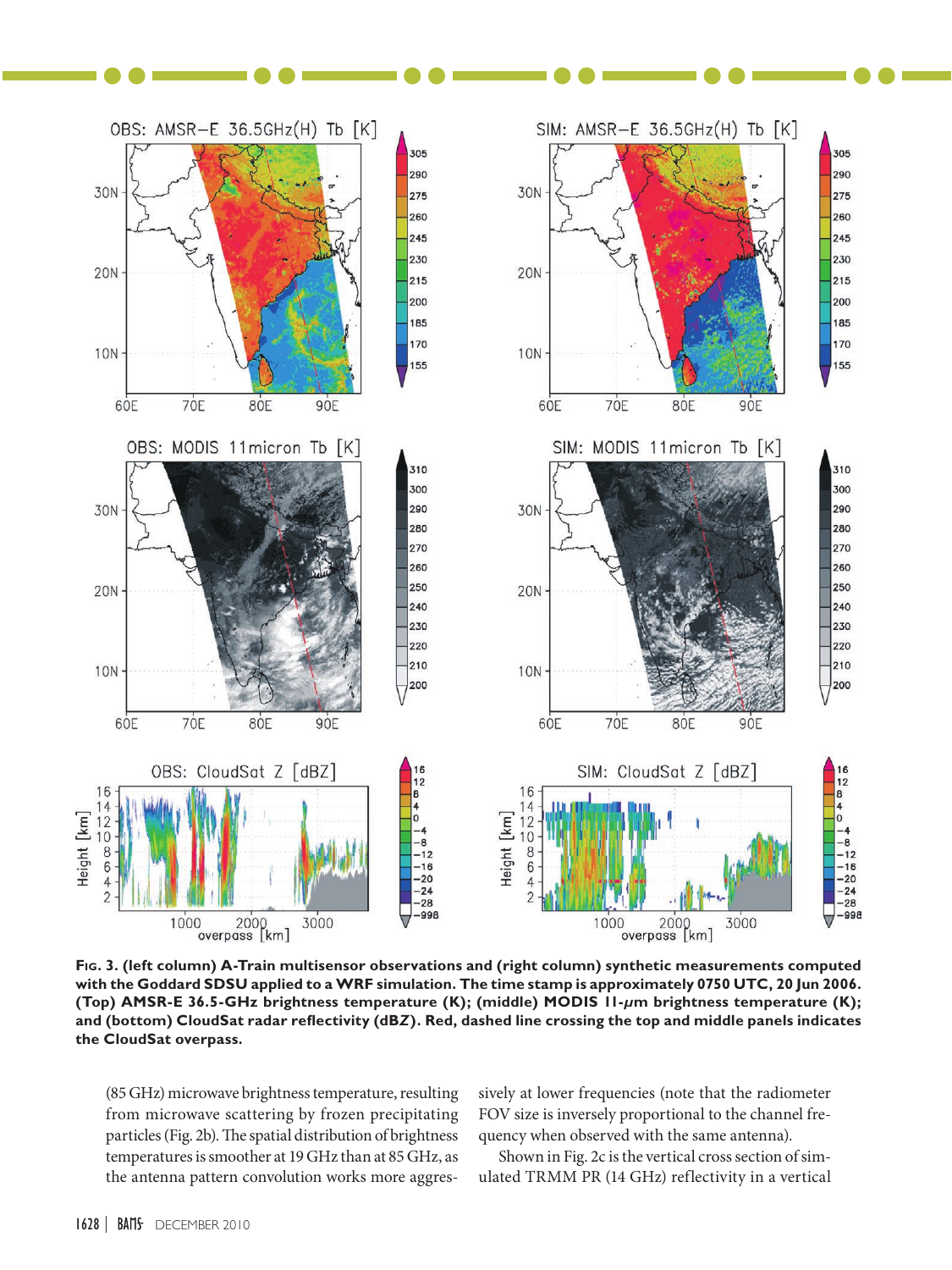**Fig. 3. (left column) A-Train multisensor observations and (right column) synthetic measurements computed with the Goddard SDSU applied to a WRF simulation. The time stamp is approximately 0750 UTC, 20 Jun 2006. (Top) AMSR-E 36.5-GHz brightness temperature (K); (middle) MODIS 11-μm brightness temperature (K); and (bottom) CloudSat radar reflectivity (dBZ). Red, dashed line crossing the top and middle panels indicates the CloudSat overpass.**

(85 GHz) microwave brightness temperature, resulting from microwave scattering by frozen precipitating particles (Fig. 2b). The spatial distribution of brightness temperatures is smoother at 19 GHz than at 85 GHz, as the antenna pattern convolution works more aggressively at lower frequencies (note that the radiometer FOV size is inversely proportional to the channel frequency when observed with the same antenna).

Shown in Fig. 2c is the vertical cross section of simulated TRMM PR (14 GHz) reflectivity in a vertical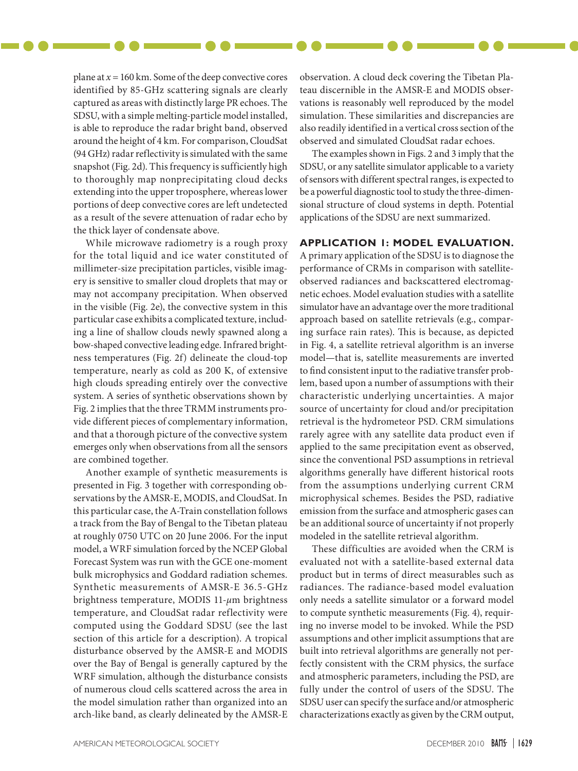plane at $x = 160$ km. Some of the deep convective cores identified by 85-GHz scattering signals are clearly captured as areas with distinctly large PR echoes. The SDSU, with a simple melting-particle model installed, is able to reproduce the radar bright band, observed around the height of 4 km. For comparison, CloudSat (94 GHz) radar reflectivity is simulated with the same snapshot (Fig. 2d). This frequency is sufficiently high to thoroughly map nonprecipitating cloud decks extending into the upper troposphere, whereas lower portions of deep convective cores are left undetected as a result of the severe attenuation of radar echo by the thick layer of condensate above.

While microwave radiometry is a rough proxy for the total liquid and ice water constituted of millimeter-size precipitation particles, visible imagery is sensitive to smaller cloud droplets that may or may not accompany precipitation. When observed in the visible (Fig. 2e), the convective system in this particular case exhibits a complicated texture, including a line of shallow clouds newly spawned along a bow-shaped convective leading edge. Infrared brightness temperatures (Fig. 2f) delineate the cloud-top temperature, nearly as cold as 200 K, of extensive high clouds spreading entirely over the convective system. A series of synthetic observations shown by Fig. 2 implies that the three TRMM instruments provide different pieces of complementary information, and that a thorough picture of the convective system emerges only when observations from all the sensors are combined together.

Another example of synthetic measurements is presented in Fig. 3 together with corresponding observations by the AMSR-E, MODIS, and CloudSat. In this particular case, the A-Train constellation follows a track from the Bay of Bengal to the Tibetan plateau at roughly 0750 UTC on 20 June 2006. For the input model, a WRF simulation forced by the NCEP Global Forecast System was run with the GCE one-moment bulk microphysics and Goddard radiation schemes. Synthetic measurements of AMSR-E 36.5-GHz brightness temperature, MODIS 11-$\mu$m brightness temperature, and CloudSat radar reflectivity were computed using the Goddard SDSU (see the last section of this article for a description). A tropical disturbance observed by the AMSR-E and MODIS over the Bay of Bengal is generally captured by the WRF simulation, although the disturbance consists of numerous cloud cells scattered across the area in the model simulation rather than organized into an arch-like band, as clearly delineated by the AMSR-E observation. A cloud deck covering the Tibetan Plateau discernible in the AMSR-E and MODIS observations is reasonably well reproduced by the model simulation. These similarities and discrepancies are also readily identified in a vertical cross section of the observed and simulated CloudSat radar echoes.

The examples shown in Figs. 2 and 3 imply that the SDSU, or any satellite simulator applicable to a variety of sensors with different spectral ranges, is expected to be a powerful diagnostic tool to study the three-dimensional structure of cloud systems in depth. Potential applications of the SDSU are next summarized.

**APPLICATION 1: MODEL EVALUATION.** A primary application of the SDSU is to diagnose the performance of CRMs in comparison with satellite-observed radiances and backscattered electromagnetic echoes. Model evaluation studies with a satellite simulator have an advantage over the more traditional approach based on satellite retrievals (e.g., comparing surface rain rates). This is because, as depicted in Fig. 4, a satellite retrieval algorithm is an inverse model—that is, satellite measurements are inverted to find consistent input to the radiative transfer problem, based upon a number of assumptions with their characteristic underlying uncertainties. A major source of uncertainty for cloud and/or precipitation retrieval is the hydrometeor PSD. CRM simulations rarely agree with any satellite data product even if applied to the same precipitation event as observed, since the conventional PSD assumptions in retrieval algorithms generally have different historical roots from the assumptions underlying current CRM microphysical schemes. Besides the PSD, radiative emission from the surface and atmospheric gases can be an additional source of uncertainty if not properly modeled in the satellite retrieval algorithm.

These difficulties are avoided when the CRM is evaluated not with a satellite-based external data product but in terms of direct measurables such as radiances. The radiance-based model evaluation only needs a satellite simulator or a forward model to compute synthetic measurements (Fig. 4), requiring no inverse model to be invoked. While the PSD assumptions and other implicit assumptions that are built into retrieval algorithms are generally not perfectly consistent with the CRM physics, the surface and atmospheric parameters, including the PSD, are fully under the control of users of the SDSU. The SDSU user can specify the surface and/or atmospheric characterizations exactly as given by the CRM output,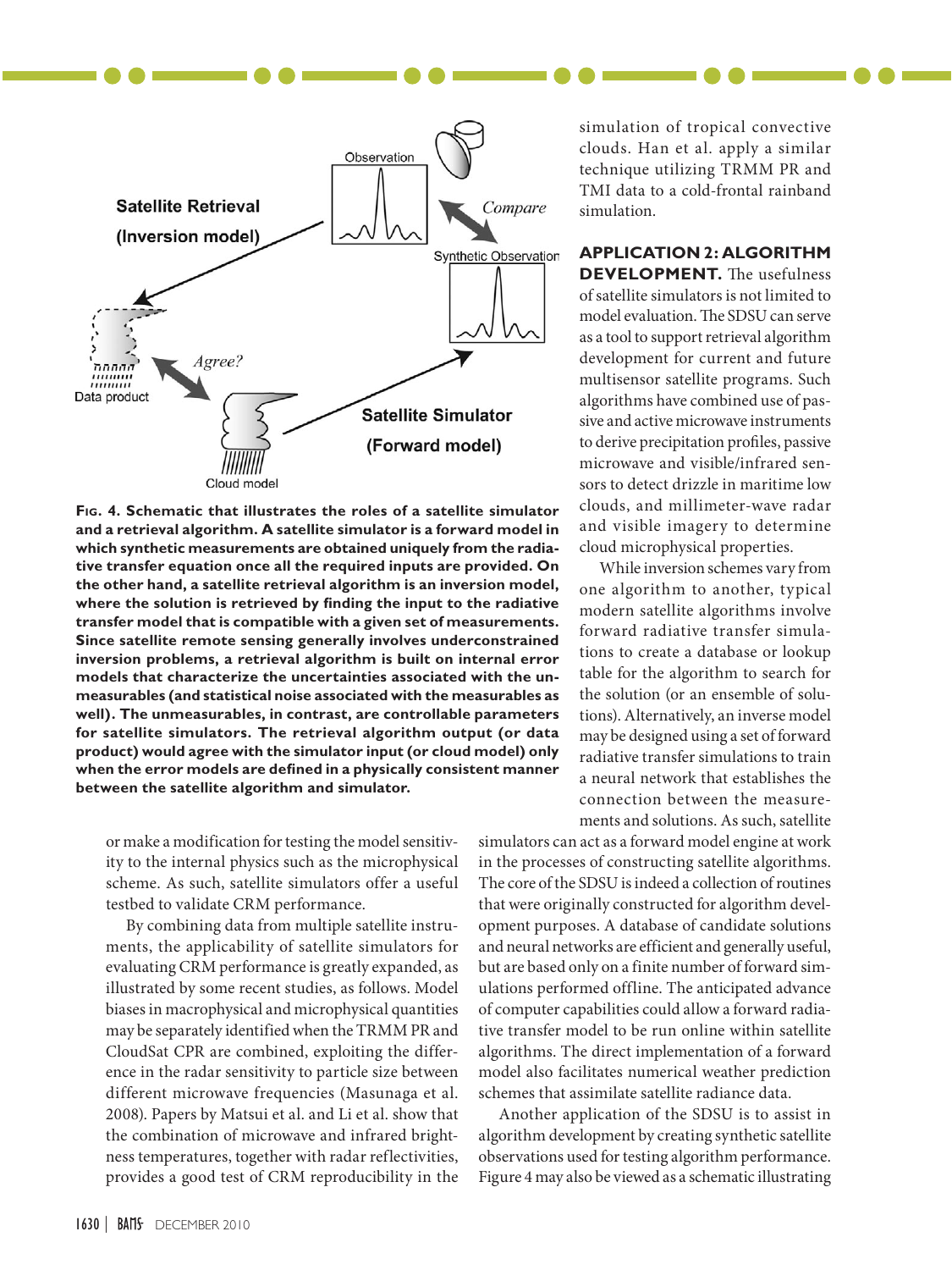**Fig. 4. Schematic that illustrates the roles of a satellite simulator and a retrieval algorithm. A satellite simulator is a forward model in which synthetic measurements are obtained uniquely from the radiative transfer equation once all the required inputs are provided. On the other hand, a satellite retrieval algorithm is an inversion model, where the solution is retrieved by finding the input to the radiative transfer model that is compatible with a given set of measurements. Since satellite remote sensing generally involves underconstrained inversion problems, a retrieval algorithm is built on internal error models that characterize the uncertainties associated with the unmeasurables (and statistical noise associated with the measurables as well). The unmeasurables, in contrast, are controllable parameters for satellite simulators. The retrieval algorithm output (or data product) would agree with the simulator input (or cloud model) only when the error models are defined in a physically consistent manner between the satellite algorithm and simulator.**

or make a modification for testing the model sensitivity to the internal physics such as the microphysical scheme. As such, satellite simulators offer a useful testbed to validate CRM performance.

By combining data from multiple satellite instruments, the applicability of satellite simulators for evaluating CRM performance is greatly expanded, as illustrated by some recent studies, as follows. Model biases in macrophysical and microphysical quantities may be separately identified when the TRMM PR and CloudSat CPR are combined, exploiting the difference in the radar sensitivity to particle size between different microwave frequencies (Masunaga et al. 2008). Papers by Matsui et al. and Li et al. show that the combination of microwave and infrared brightness temperatures, together with radar reflectivities, provides a good test of CRM reproducibility in the simulation of tropical convective clouds. Han et al. apply a similar technique utilizing TRMM PR and TMI data to a cold-frontal rainband simulation.

**APPLICATION 2: ALGORITHM DEVELOPMENT.** The usefulness of satellite simulators is not limited to model evaluation. The SDSU can serve as a tool to support retrieval algorithm development for current and future multisensor satellite programs. Such algorithms have combined use of passive and active microwave instruments to derive precipitation profiles, passive microwave and visible/infrared sensors to detect drizzle in maritime low clouds, and millimeter-wave radar and visible imagery to determine cloud microphysical properties.

While inversion schemes vary from one algorithm to another, typical modern satellite algorithms involve forward radiative transfer simulations to create a database or lookup table for the algorithm to search for the solution (or an ensemble of solutions). Alternatively, an inverse model may be designed using a set of forward radiative transfer simulations to train a neural network that establishes the connection between the measurements and solutions. As such, satellite simulators can act as a forward model engine at work in the processes of constructing satellite algorithms. The core of the SDSU is indeed a collection of routines that were originally constructed for algorithm development purposes. A database of candidate solutions and neural networks are efficient and generally useful, but are based only on a finite number of forward simulations performed offline. The anticipated advance of computer capabilities could allow a forward radiative transfer model to be run online within satellite algorithms. The direct implementation of a forward model also facilitates numerical weather prediction schemes that assimilate satellite radiance data.

Another application of the SDSU is to assist in algorithm development by creating synthetic satellite observations used for testing algorithm performance. Figure 4 may also be viewed as a schematic illustrating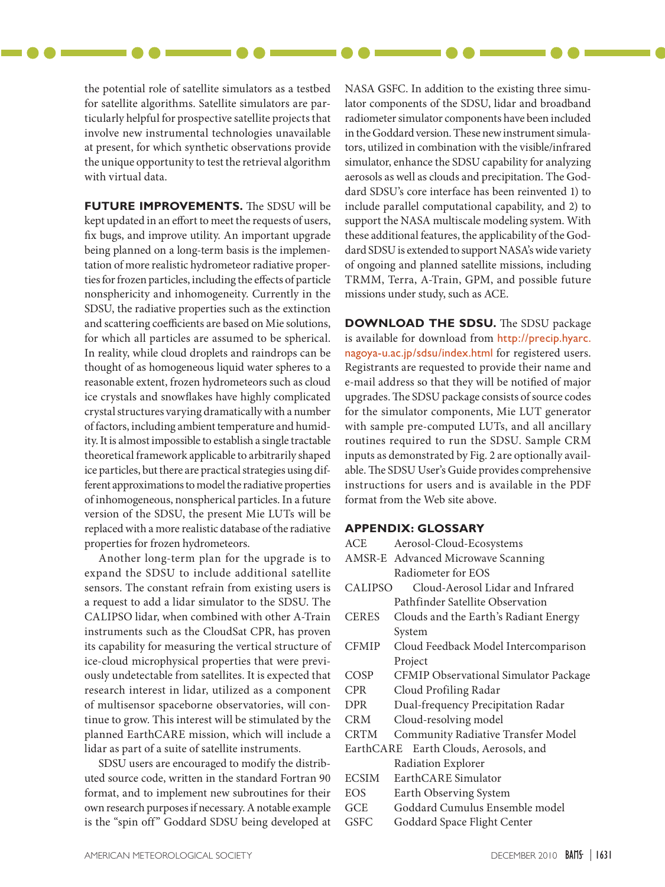the potential role of satellite simulators as a testbed for satellite algorithms. Satellite simulators are particularly helpful for prospective satellite projects that involve new instrumental technologies unavailable at present, for which synthetic observations provide the unique opportunity to test the retrieval algorithm with virtual data.

**FUTURE IMPROVEMENTS.** The SDSU will be kept updated in an effort to meet the requests of users, fix bugs, and improve utility. An important upgrade being planned on a long-term basis is the implementation of more realistic hydrometeor radiative properties for frozen particles, including the effects of particle nonsphericity and inhomogeneity. Currently in the SDSU, the radiative properties such as the extinction and scattering coefficients are based on Mie solutions, for which all particles are assumed to be spherical. In reality, while cloud droplets and raindrops can be thought of as homogeneous liquid water spheres to a reasonable extent, frozen hydrometeors such as cloud ice crystals and snowflakes have highly complicated crystal structures varying dramatically with a number of factors, including ambient temperature and humidity. It is almost impossible to establish a single tractable theoretical framework applicable to arbitrarily shaped ice particles, but there are practical strategies using different approximations to model the radiative properties of inhomogeneous, nonspherical particles. In a future version of the SDSU, the present Mie LUTs will be replaced with a more realistic database of the radiative properties for frozen hydrometeors.

Another long-term plan for the upgrade is to expand the SDSU to include additional satellite sensors. The constant refrain from existing users is a request to add a lidar simulator to the SDSU. The CALIPSO lidar, when combined with other A-Train instruments such as the CloudSat CPR, has proven its capability for measuring the vertical structure of ice-cloud microphysical properties that were previously undetectable from satellites. It is expected that research interest in lidar, utilized as a component of multisensor spaceborne observatories, will continue to grow. This interest will be stimulated by the planned EarthCARE mission, which will include a lidar as part of a suite of satellite instruments.

SDSU users are encouraged to modify the distributed source code, written in the standard Fortran 90 format, and to implement new subroutines for their own research purposes if necessary. A notable example is the "spin off" Goddard SDSU being developed at NASA GSFC. In addition to the existing three simulator components of the SDSU, lidar and broadband radiometer simulator components have been included in the Goddard version. These new instrument simulators, utilized in combination with the visible/infrared simulator, enhance the SDSU capability for analyzing aerosols as well as clouds and precipitation. The Goddard SDSU's core interface has been reinvented 1) to include parallel computational capability, and 2) to support the NASA multiscale modeling system. With these additional features, the applicability of the Goddard SDSU is extended to support NASA's wide variety of ongoing and planned satellite missions, including TRMM, Terra, A-Train, GPM, and possible future missions under study, such as ACE.

**DOWNLOAD THE SDSU.** The SDSU package is available for download from http://precip.hyarc.nagoya-u.ac.jp/sdsu/index.html for registered users. Registrants are requested to provide their name and e-mail address so that they will be notified of major upgrades. The SDSU package consists of source codes for the simulator components, Mie LUT generator with sample pre-computed LUTs, and all ancillary routines required to run the SDSU. Sample CRM inputs as demonstrated by Fig. 2 are optionally available. The SDSU User's Guide provides comprehensive instructions for users and is available in the PDF format from the Web site above.

## APPENDIX: GLOSSARY

| | |
|---|---|
| ACE | Aerosol-Cloud-Ecosystems |
| AMSR-E | Advanced Microwave Scanning Radiometer for EOS |
| CALIPSO | Cloud-Aerosol Lidar and Infrared Pathfinder Satellite Observation |
| CERES | Clouds and the Earth's Radiant Energy System |
| CFMIP | Cloud Feedback Model Intercomparison Project |
| COSP | CFMIP Observational Simulator Package |
| CPR | Cloud Profiling Radar |
| DPR | Dual-frequency Precipitation Radar |
| CRM | Cloud-resolving model |
| CRTM | Community Radiative Transfer Model |
| EarthCARE | Earth Clouds, Aerosols, and Radiation Explorer |
| ECSIM | EarthCARE Simulator |
| EOS | Earth Observing System |
| GCE | Goddard Cumulus Ensemble model |
| GSFC | Goddard Space Flight Center |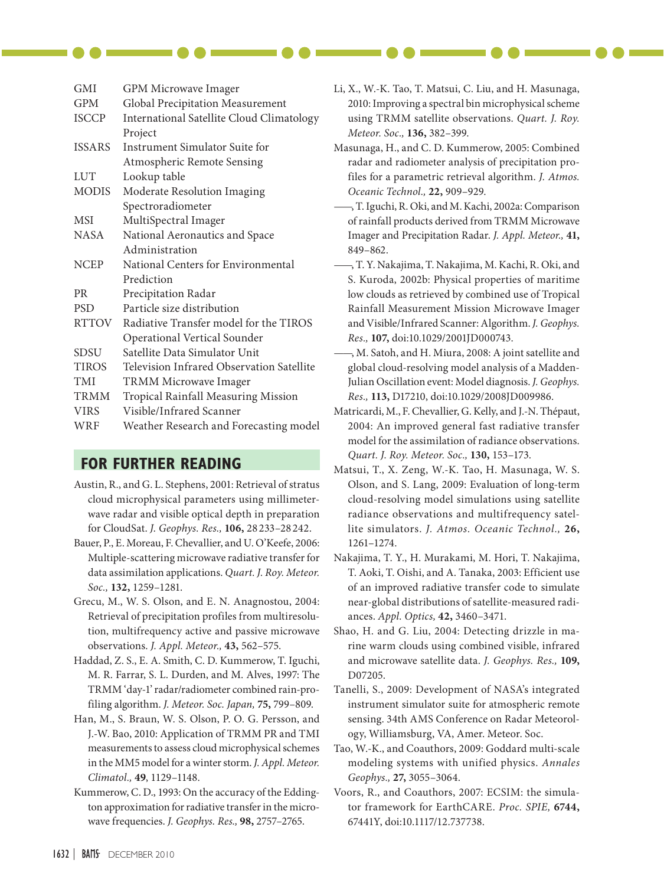| | |
|---|---|
| GMI | GPM Microwave Imager |
| GPM | Global Precipitation Measurement |
| ISCCP | International Satellite Cloud Climatology Project |
| ISSARS | Instrument Simulator Suite for Atmospheric Remote Sensing |
| LUT | Lookup table |
| MODIS | Moderate Resolution Imaging Spectroradiometer |
| MSI | MultiSpectral Imager |
| NASA | National Aeronautics and Space Administration |
| NCEP | National Centers for Environmental Prediction |
| PR | Precipitation Radar |
| PSD | Particle size distribution |
| RTTOV | Radiative Transfer model for the TIROS Operational Vertical Sounder |
| SDSU | Satellite Data Simulator Unit |
| TIROS | Television Infrared Observation Satellite |
| TMI | TRMM Microwave Imager |
| TRMM | Tropical Rainfall Measuring Mission |
| VIRS | Visible/Infrared Scanner |
| WRF | Weather Research and Forecasting model |

## FOR FURTHER READING

Austin, R., and G. L. Stephens, 2001: Retrieval of stratus cloud microphysical parameters using millimeter-wave radar and visible optical depth in preparation for CloudSat. *J. Geophys. Res.,* **106,** 28 233–28 242.

Bauer, P., E. Moreau, F. Chevallier, and U. O'Keefe, 2006: Multiple-scattering microwave radiative transfer for data assimilation applications. *Quart. J. Roy. Meteor. Soc.,* **132,** 1259–1281.

Grecu, M., W. S. Olson, and E. N. Anagnostou, 2004: Retrieval of precipitation profiles from multiresolution, multifrequency active and passive microwave observations. *J. Appl. Meteor.,* **43,** 562–575.

Haddad, Z. S., E. A. Smith, C. D. Kummerow, T. Iguchi, M. R. Farrar, S. L. Durden, and M. Alves, 1997: The TRMM 'day-1' radar/radiometer combined rain-profiling algorithm. *J. Meteor. Soc. Japan,* **75,** 799–809.

Han, M., S. Braun, W. S. Olson, P. O. G. Persson, and J.-W. Bao, 2010: Application of TRMM PR and TMI measurements to assess cloud microphysical schemes in the MM5 model for a winter storm. *J. Appl. Meteor. Climatol.,* **49**, 1129–1148.

Kummerow, C. D., 1993: On the accuracy of the Eddington approximation for radiative transfer in the microwave frequencies. *J. Geophys. Res.,* **98,** 2757–2765.

Li, X., W.-K. Tao, T. Matsui, C. Liu, and H. Masunaga, 2010: Improving a spectral bin microphysical scheme using TRMM satellite observations. *Quart. J. Roy. Meteor. Soc.,* **136,** 382–399.

Masunaga, H., and C. D. Kummerow, 2005: Combined radar and radiometer analysis of precipitation profiles for a parametric retrieval algorithm. *J. Atmos. Oceanic Technol.,* **22,** 909–929.

——, T. Iguchi, R. Oki, and M. Kachi, 2002a: Comparison of rainfall products derived from TRMM Microwave Imager and Precipitation Radar. *J. Appl. Meteor.,* **41,** 849–862.

——, T. Y. Nakajima, T. Nakajima, M. Kachi, R. Oki, and S. Kuroda, 2002b: Physical properties of maritime low clouds as retrieved by combined use of Tropical Rainfall Measurement Mission Microwave Imager and Visible/Infrared Scanner: Algorithm. *J. Geophys. Res.,* **107,** doi:10.1029/2001JD000743.

——, M. Satoh, and H. Miura, 2008: A joint satellite and global cloud-resolving model analysis of a Madden-Julian Oscillation event: Model diagnosis. *J. Geophys. Res.,* **113,** D17210, doi:10.1029/2008JD009986.

Matricardi, M., F. Chevallier, G. Kelly, and J.-N. Thépaut, 2004: An improved general fast radiative transfer model for the assimilation of radiance observations. *Quart. J. Roy. Meteor. Soc.,* **130,** 153–173.

Matsui, T., X. Zeng, W.-K. Tao, H. Masunaga, W. S. Olson, and S. Lang, 2009: Evaluation of long-term cloud-resolving model simulations using satellite radiance observations and multifrequency satellite simulators. *J. Atmos. Oceanic Technol.,* **26,** 1261–1274.

Nakajima, T. Y., H. Murakami, M. Hori, T. Nakajima, T. Aoki, T. Oishi, and A. Tanaka, 2003: Efficient use of an improved radiative transfer code to simulate near-global distributions of satellite-measured radiances. *Appl. Optics,* **42,** 3460–3471.

Shao, H. and G. Liu, 2004: Detecting drizzle in marine warm clouds using combined visible, infrared and microwave satellite data. *J. Geophys. Res.,* **109,** D07205.

Tanelli, S., 2009: Development of NASA's integrated instrument simulator suite for atmospheric remote sensing. 34th AMS Conference on Radar Meteorology, Williamsburg, VA, Amer. Meteor. Soc.

Tao, W.-K., and Coauthors, 2009: Goddard multi-scale modeling systems with unified physics. *Annales Geophys.,* **27,** 3055–3064.

Voors, R., and Coauthors, 2007: ECSIM: the simulator framework for EarthCARE. *Proc. SPIE,* **6744,** 67441Y, doi:10.1117/12.737738.